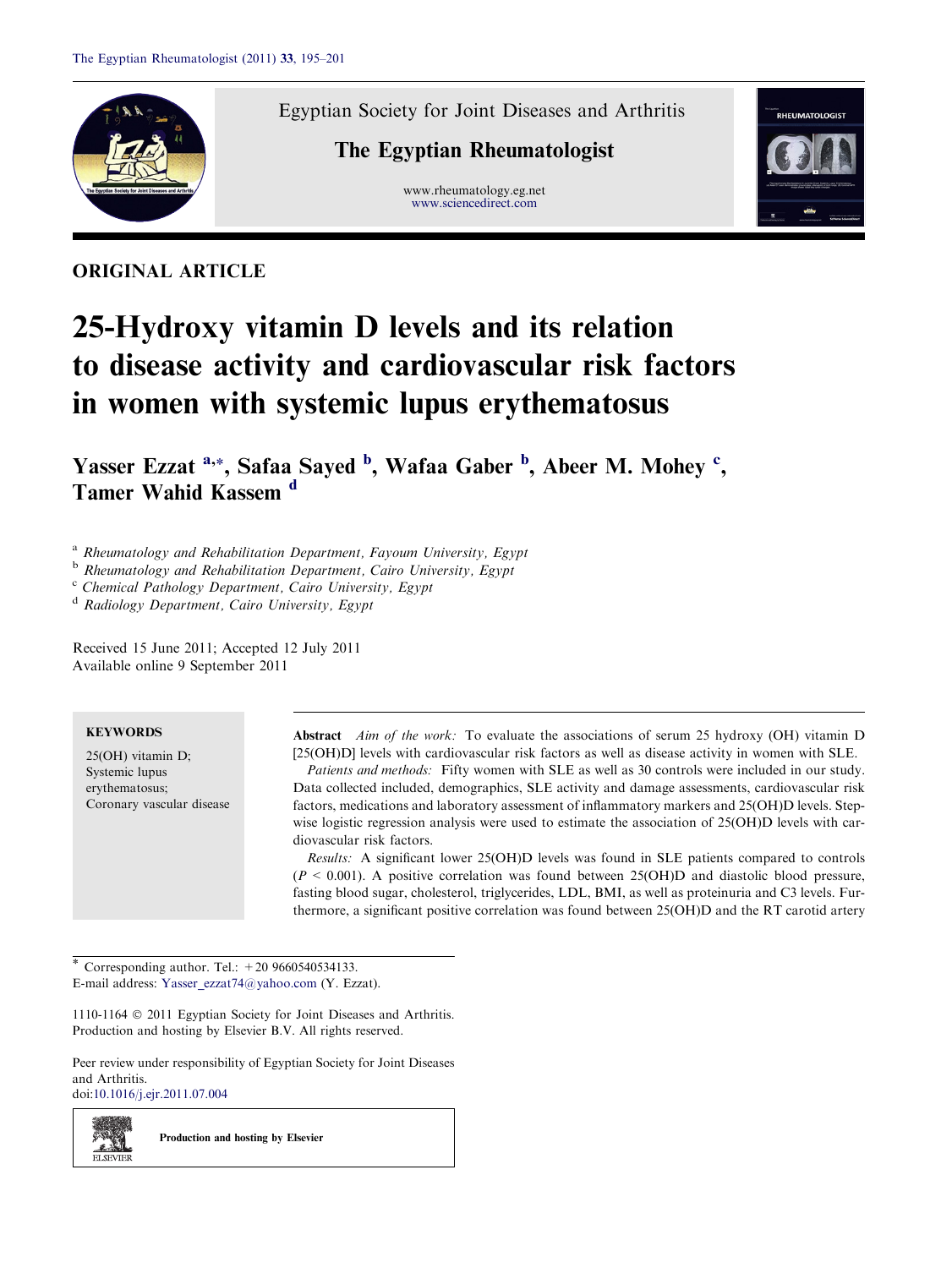Egyptian Society for Joint Diseases and Arthritis

**The Egyptian Rheumatologist**

www.rheumatology.eg.net
www.sciencedirect.com

ORIGINAL ARTICLE

# 25-Hydroxy vitamin D levels and its relation to disease activity and cardiovascular risk factors in women with systemic lupus erythematosus

**Yasser Ezzat [a,*], Safaa Sayed [b], Wafaa Gaber [b], Abeer M. Mohey [c], Tamer Wahid Kassem [d]**

[a] *Rheumatology and Rehabilitation Department, Fayoum University, Egypt*
[b] *Rheumatology and Rehabilitation Department, Cairo University, Egypt*
[c] *Chemical Pathology Department, Cairo University, Egypt*
[d] *Radiology Department, Cairo University, Egypt*

Received 15 June 2011; Accepted 12 July 2011
Available online 9 September 2011

**KEYWORDS**

25(OH) vitamin D;
Systemic lupus erythematosus;
Coronary vascular disease

**Abstract** *Aim of the work:* To evaluate the associations of serum 25 hydroxy (OH) vitamin D [25(OH)D] levels with cardiovascular risk factors as well as disease activity in women with SLE.

*Patients and methods:* Fifty women with SLE as well as 30 controls were included in our study. Data collected included, demographics, SLE activity and damage assessments, cardiovascular risk factors, medications and laboratory assessment of inflammatory markers and 25(OH)D levels. Stepwise logistic regression analysis were used to estimate the association of 25(OH)D levels with cardiovascular risk factors.

*Results:* A significant lower 25(OH)D levels was found in SLE patients compared to controls ($P < 0.001$). A positive correlation was found between 25(OH)D and diastolic blood pressure, fasting blood sugar, cholesterol, triglycerides, LDL, BMI, as well as proteinuria and C3 levels. Furthermore, a significant positive correlation was found between 25(OH)D and the RT carotid artery

* Corresponding author. Tel.: +20 9660540534133.
E-mail address: Yasser_ezzat74@yahoo.com (Y. Ezzat).

1110-1164 © 2011 Egyptian Society for Joint Diseases and Arthritis. Production and hosting by Elsevier B.V. All rights reserved.

Peer review under responsibility of Egyptian Society for Joint Diseases and Arthritis.
doi:10.1016/j.ejr.2011.07.004

Production and hosting by Elsevier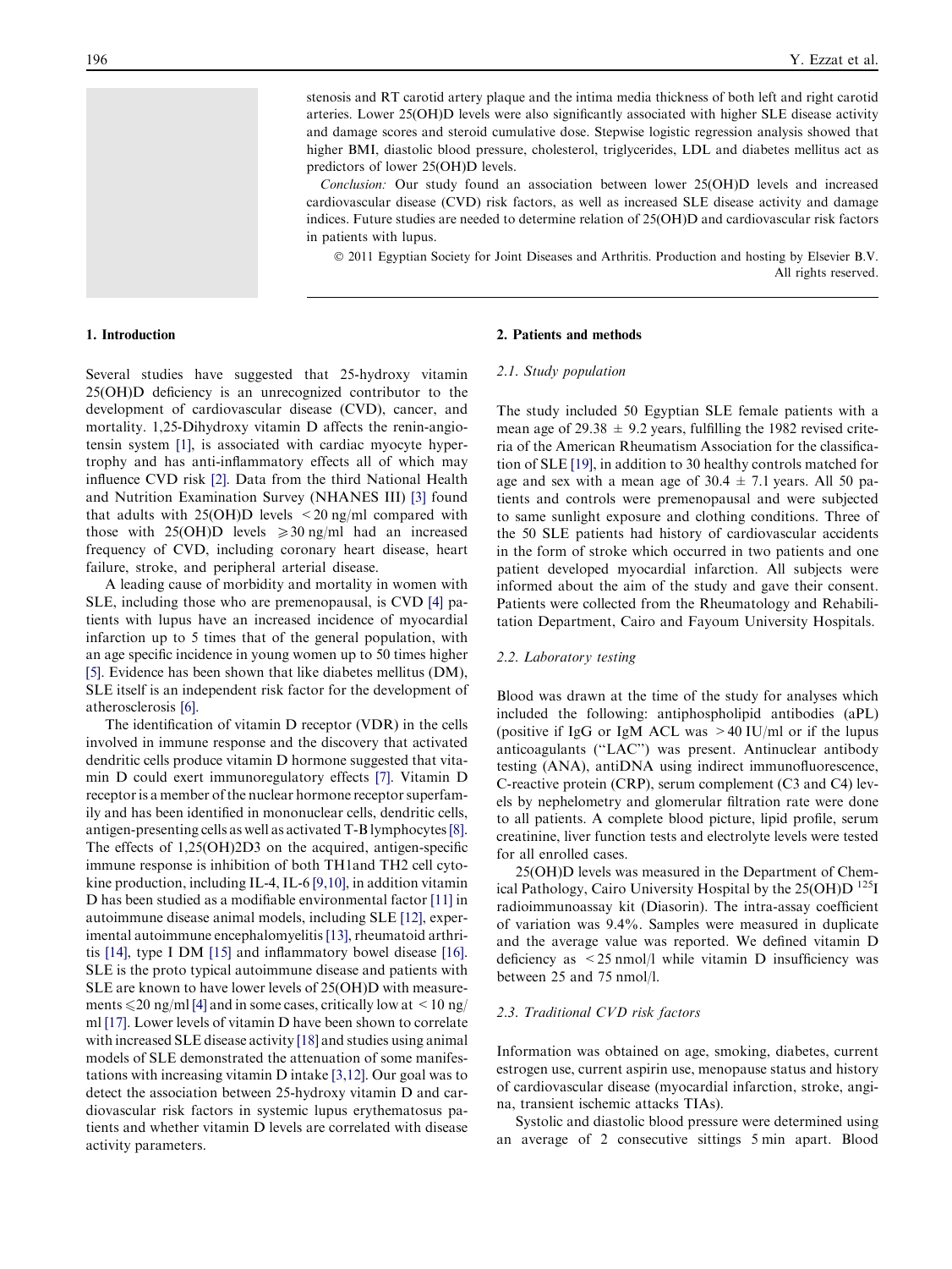stenosis and RT carotid artery plaque and the intima media thickness of both left and right carotid arteries. Lower 25(OH)D levels were also significantly associated with higher SLE disease activity and damage scores and steroid cumulative dose. Stepwise logistic regression analysis showed that higher BMI, diastolic blood pressure, cholesterol, triglycerides, LDL and diabetes mellitus act as predictors of lower 25(OH)D levels.

*Conclusion:* Our study found an association between lower 25(OH)D levels and increased cardiovascular disease (CVD) risk factors, as well as increased SLE disease activity and damage indices. Future studies are needed to determine relation of 25(OH)D and cardiovascular risk factors in patients with lupus.

© 2011 Egyptian Society for Joint Diseases and Arthritis. Production and hosting by Elsevier B.V. All rights reserved.

## 1. Introduction

Several studies have suggested that 25-hydroxy vitamin 25(OH)D deficiency is an unrecognized contributor to the development of cardiovascular disease (CVD), cancer, and mortality. 1,25-Dihydroxy vitamin D affects the renin-angiotensin system [1], is associated with cardiac myocyte hypertrophy and has anti-inflammatory effects all of which may influence CVD risk [2]. Data from the third National Health and Nutrition Examination Survey (NHANES III) [3] found that adults with 25(OH)D levels $<20$ ng/ml compared with those with 25(OH)D levels $\geqslant 30$ ng/ml had an increased frequency of CVD, including coronary heart disease, heart failure, stroke, and peripheral arterial disease.

A leading cause of morbidity and mortality in women with SLE, including those who are premenopausal, is CVD [4] patients with lupus have an increased incidence of myocardial infarction up to 5 times that of the general population, with an age specific incidence in young women up to 50 times higher [5]. Evidence has been shown that like diabetes mellitus (DM), SLE itself is an independent risk factor for the development of atherosclerosis [6].

The identification of vitamin D receptor (VDR) in the cells involved in immune response and the discovery that activated dendritic cells produce vitamin D hormone suggested that vitamin D could exert immunoregulatory effects [7]. Vitamin D receptor is a member of the nuclear hormone receptor superfamily and has been identified in mononuclear cells, dendritic cells, antigen-presenting cells as well as activated T-B lymphocytes [8]. The effects of 1,25(OH)2D3 on the acquired, antigen-specific immune response is inhibition of both TH1and TH2 cell cytokine production, including IL-4, IL-6 [9,10], in addition vitamin D has been studied as a modifiable environmental factor [11] in autoimmune disease animal models, including SLE [12], experimental autoimmune encephalomyelitis [13], rheumatoid arthritis [14], type I DM [15] and inflammatory bowel disease [16]. SLE is the proto typical autoimmune disease and patients with SLE are known to have lower levels of 25(OH)D with measurements $\leqslant 20$ ng/ml [4] and in some cases, critically low at $<10$ ng/ml [17]. Lower levels of vitamin D have been shown to correlate with increased SLE disease activity [18] and studies using animal models of SLE demonstrated the attenuation of some manifestations with increasing vitamin D intake [3,12]. Our goal was to detect the association between 25-hydroxy vitamin D and cardiovascular risk factors in systemic lupus erythematosus patients and whether vitamin D levels are correlated with disease activity parameters.

## 2. Patients and methods

### 2.1. Study population

The study included 50 Egyptian SLE female patients with a mean age of $29.38 \pm 9.2$ years, fulfilling the 1982 revised criteria of the American Rheumatism Association for the classification of SLE [19], in addition to 30 healthy controls matched for age and sex with a mean age of $30.4 \pm 7.1$ years. All 50 patients and controls were premenopausal and were subjected to same sunlight exposure and clothing conditions. Three of the 50 SLE patients had history of cardiovascular accidents in the form of stroke which occurred in two patients and one patient developed myocardial infarction. All subjects were informed about the aim of the study and gave their consent. Patients were collected from the Rheumatology and Rehabilitation Department, Cairo and Fayoum University Hospitals.

### 2.2. Laboratory testing

Blood was drawn at the time of the study for analyses which included the following: antiphospholipid antibodies (aPL) (positive if IgG or IgM ACL was $>40$ IU/ml or if the lupus anticoagulants ("LAC") was present. Antinuclear antibody testing (ANA), antiDNA using indirect immunofluorescence, C-reactive protein (CRP), serum complement (C3 and C4) levels by nephelometry and glomerular filtration rate were done to all patients. A complete blood picture, lipid profile, serum creatinine, liver function tests and electrolyte levels were tested for all enrolled cases.

25(OH)D levels was measured in the Department of Chemical Pathology, Cairo University Hospital by the 25(OH)D $^{125}$I radioimmunoassay kit (Diasorin). The intra-assay coefficient of variation was 9.4%. Samples were measured in duplicate and the average value was reported. We defined vitamin D deficiency as $<25$ nmol/l while vitamin D insufficiency was between 25 and 75 nmol/l.

### 2.3. Traditional CVD risk factors

Information was obtained on age, smoking, diabetes, current estrogen use, current aspirin use, menopause status and history of cardiovascular disease (myocardial infarction, stroke, angina, transient ischemic attacks TIAs).

Systolic and diastolic blood pressure were determined using an average of 2 consecutive sittings 5 min apart. Blood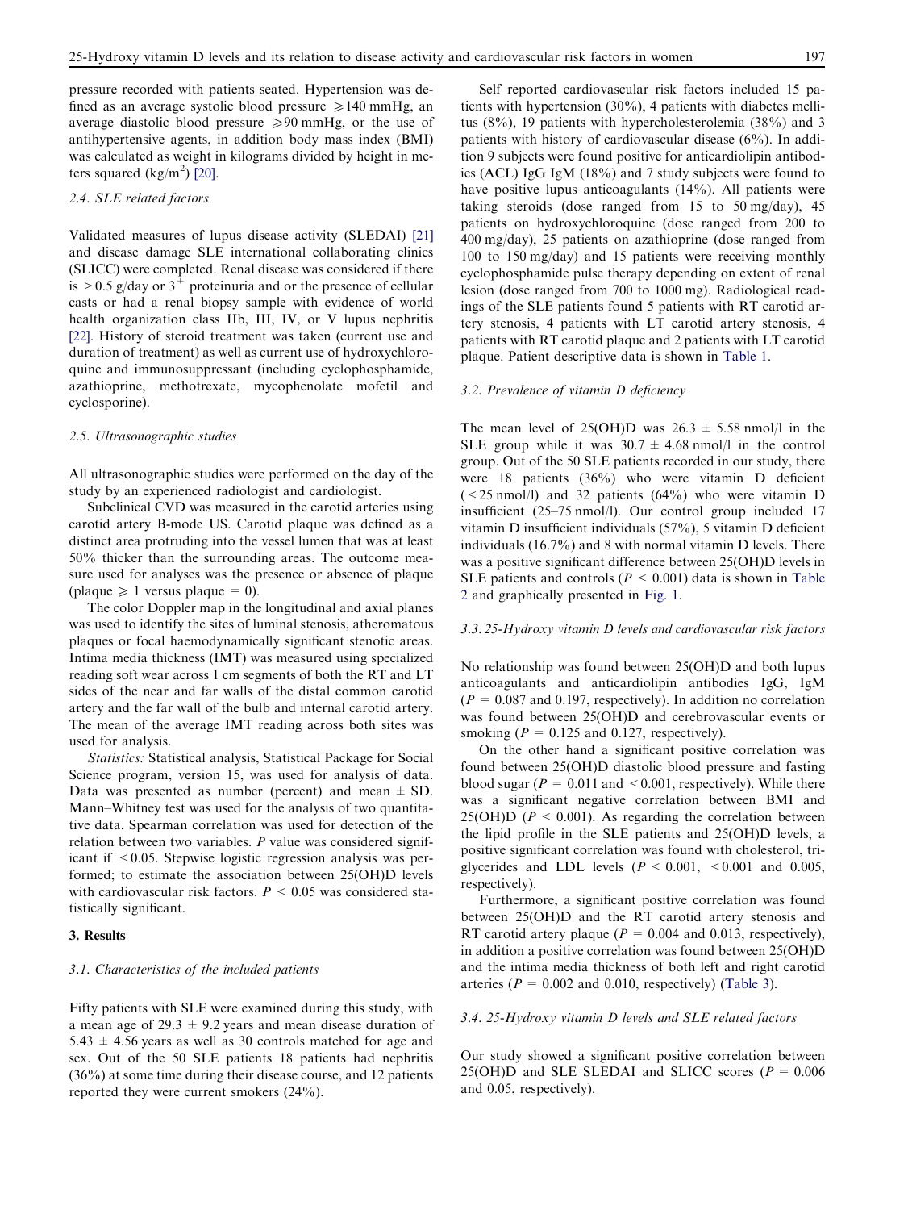pressure recorded with patients seated. Hypertension was defined as an average systolic blood pressure $\geqslant 140$ mmHg, an average diastolic blood pressure $\geqslant 90$ mmHg, or the use of antihypertensive agents, in addition body mass index (BMI) was calculated as weight in kilograms divided by height in meters squared ($kg/m^2$) [20].

### 2.4. SLE related factors

Validated measures of lupus disease activity (SLEDAI) [21] and disease damage SLE international collaborating clinics (SLICC) were completed. Renal disease was considered if there is $>0.5$ g/day or $3^+$ proteinuria and or the presence of cellular casts or had a renal biopsy sample with evidence of world health organization class IIb, III, IV, or V lupus nephritis [22]. History of steroid treatment was taken (current use and duration of treatment) as well as current use of hydroxychloroquine and immunosuppressant (including cyclophosphamide, azathioprine, methotrexate, mycophenolate mofetil and cyclosporine).

### 2.5. Ultrasonographic studies

All ultrasonographic studies were performed on the day of the study by an experienced radiologist and cardiologist.

Subclinical CVD was measured in the carotid arteries using carotid artery B-mode US. Carotid plaque was defined as a distinct area protruding into the vessel lumen that was at least 50% thicker than the surrounding areas. The outcome measure used for analyses was the presence or absence of plaque (plaque $\geqslant 1$ versus plaque = 0).

The color Doppler map in the longitudinal and axial planes was used to identify the sites of luminal stenosis, atheromatous plaques or focal haemodynamically significant stenotic areas. Intima media thickness (IMT) was measured using specialized reading soft wear across 1 cm segments of both the RT and LT sides of the near and far walls of the distal common carotid artery and the far wall of the bulb and internal carotid artery. The mean of the average IMT reading across both sites was used for analysis.

*Statistics:* Statistical analysis, Statistical Package for Social Science program, version 15, was used for analysis of data. Data was presented as number (percent) and mean ± SD. Mann–Whitney test was used for the analysis of two quantitative data. Spearman correlation was used for detection of the relation between two variables. $P$ value was considered significant if $<0.05$. Stepwise logistic regression analysis was performed; to estimate the association between 25(OH)D levels with cardiovascular risk factors. $P < 0.05$ was considered statistically significant.

## 3. Results

### 3.1. Characteristics of the included patients

Fifty patients with SLE were examined during this study, with a mean age of 29.3 ± 9.2 years and mean disease duration of 5.43 ± 4.56 years as well as 30 controls matched for age and sex. Out of the 50 SLE patients 18 patients had nephritis (36%) at some time during their disease course, and 12 patients reported they were current smokers (24%).

Self reported cardiovascular risk factors included 15 patients with hypertension (30%), 4 patients with diabetes mellitus (8%), 19 patients with hypercholesterolemia (38%) and 3 patients with history of cardiovascular disease (6%). In addition 9 subjects were found positive for anticardiolipin antibodies (ACL) IgG IgM (18%) and 7 study subjects were found to have positive lupus anticoagulants (14%). All patients were taking steroids (dose ranged from 15 to 50 mg/day), 45 patients on hydroxychloroquine (dose ranged from 200 to 400 mg/day), 25 patients on azathioprine (dose ranged from 100 to 150 mg/day) and 15 patients were receiving monthly cyclophosphamide pulse therapy depending on extent of renal lesion (dose ranged from 700 to 1000 mg). Radiological readings of the SLE patients found 5 patients with RT carotid artery stenosis, 4 patients with LT carotid artery stenosis, 4 patients with RT carotid plaque and 2 patients with LT carotid plaque. Patient descriptive data is shown in Table 1.

### 3.2. Prevalence of vitamin D deficiency

The mean level of 25(OH)D was 26.3 ± 5.58 nmol/l in the SLE group while it was 30.7 ± 4.68 nmol/l in the control group. Out of the 50 SLE patients recorded in our study, there were 18 patients (36%) who were vitamin D deficient ($<25$ nmol/l) and 32 patients (64%) who were vitamin D insufficient (25–75 nmol/l). Our control group included 17 vitamin D insufficient individuals (57%), 5 vitamin D deficient individuals (16.7%) and 8 with normal vitamin D levels. There was a positive significant difference between 25(OH)D levels in SLE patients and controls ($P < 0.001$) data is shown in Table 2 and graphically presented in Fig. 1.

### 3.3. 25-Hydroxy vitamin D levels and cardiovascular risk factors

No relationship was found between 25(OH)D and both lupus anticoagulants and anticardiolipin antibodies IgG, IgM ($P = 0.087$ and 0.197, respectively). In addition no correlation was found between 25(OH)D and cerebrovascular events or smoking ($P = 0.125$ and 0.127, respectively).

On the other hand a significant positive correlation was found between 25(OH)D diastolic blood pressure and fasting blood sugar ($P = 0.011$ and $<0.001$, respectively). While there was a significant negative correlation between BMI and 25(OH)D ($P < 0.001$). As regarding the correlation between the lipid profile in the SLE patients and 25(OH)D levels, a positive significant correlation was found with cholesterol, triglycerides and LDL levels ($P < 0.001$, $<0.001$ and 0.005, respectively).

Furthermore, a significant positive correlation was found between 25(OH)D and the RT carotid artery stenosis and RT carotid artery plaque ($P = 0.004$ and 0.013, respectively), in addition a positive correlation was found between 25(OH)D and the intima media thickness of both left and right carotid arteries ($P = 0.002$ and 0.010, respectively) (Table 3).

### 3.4. 25-Hydroxy vitamin D levels and SLE related factors

Our study showed a significant positive correlation between 25(OH)D and SLE SLEDAI and SLICC scores ($P = 0.006$ and 0.05, respectively).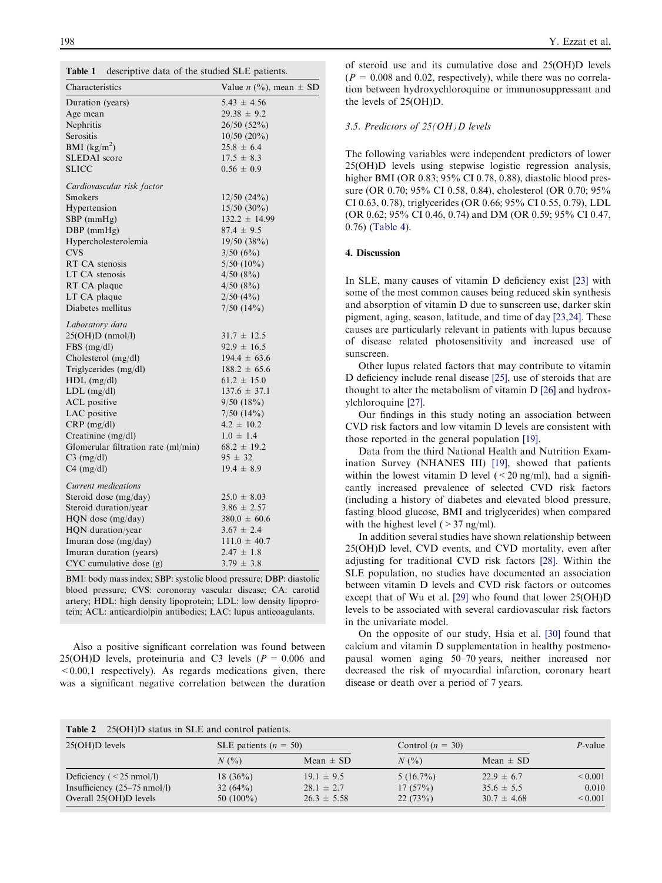**Table 1** descriptive data of the studied SLE patients.

| Characteristics | Value n (%), mean ± SD |
|---|---|
| Duration (years) | 5.43 ± 4.56 |
| Age mean | 29.38 ± 9.2 |
| Nephritis | 26/50 (52%) |
| Serositis | 10/50 (20%) |
| BMI (kg/m$^2$) | 25.8 ± 6.4 |
| SLEDAI score | 17.5 ± 8.3 |
| SLICC | 0.56 ± 0.9 |
| *Cardiovascular risk factor* | |
| Smokers | 12/50 (24%) |
| Hypertension | 15/50 (30%) |
| SBP (mmHg) | 132.2 ± 14.99 |
| DBP (mmHg) | 87.4 ± 9.5 |
| Hypercholesterolemia | 19/50 (38%) |
| CVS | 3/50 (6%) |
| RT CA stenosis | 5/50 (10%) |
| LT CA stenosis | 4/50 (8%) |
| RT CA plaque | 4/50 (8%) |
| LT CA plaque | 2/50 (4%) |
| Diabetes mellitus | 7/50 (14%) |
| *Laboratory data* | |
| 25(OH)D (nmol/l) | 31.7 ± 12.5 |
| FBS (mg/dl) | 92.9 ± 16.5 |
| Cholesterol (mg/dl) | 194.4 ± 63.6 |
| Triglycerides (mg/dl) | 188.2 ± 65.6 |
| HDL (mg/dl) | 61.2 ± 15.0 |
| LDL (mg/dl) | 137.6 ± 37.1 |
| ACL positive | 9/50 (18%) |
| LAC positive | 7/50 (14%) |
| CRP (mg/dl) | 4.2 ± 10.2 |
| Creatinine (mg/dl) | 1.0 ± 1.4 |
| Glomerular filtration rate (ml/min) | 68.2 ± 19.2 |
| C3 (mg/dl) | 95 ± 32 |
| C4 (mg/dl) | 19.4 ± 8.9 |
| *Current medications* | |
| Steroid dose (mg/day) | 25.0 ± 8.03 |
| Steroid duration/year | 3.86 ± 2.57 |
| HQN dose (mg/day) | 380.0 ± 60.6 |
| HQN duration/year | 3.67 ± 2.4 |
| Imuran dose (mg/day) | 111.0 ± 40.7 |
| Imuran duration (years) | 2.47 ± 1.8 |
| CYC cumulative dose (g) | 3.79 ± 3.8 |

BMI: body mass index; SBP: systolic blood pressure; DBP: diastolic blood pressure; CVS: coronoray vascular disease; CA: carotid artery; HDL: high density lipoprotein; LDL: low density lipoprotein; ACL: anticardiolpin antibodies; LAC: lupus anticoagulants.

Also a positive significant correlation was found between 25(OH)D levels, proteinuria and C3 levels ($P = 0.006$ and $<0.00,1$ respectively). As regards medications given, there was a significant negative correlation between the duration of steroid use and its cumulative dose and 25(OH)D levels ($P = 0.008$ and 0.02, respectively), while there was no correlation between hydroxychloroquine or immunosuppressant and the levels of 25(OH)D.

### 3.5. Predictors of 25(OH)D levels

The following variables were independent predictors of lower 25(OH)D levels using stepwise logistic regression analysis, higher BMI (OR 0.83; 95% CI 0.78, 0.88), diastolic blood pressure (OR 0.70; 95% CI 0.58, 0.84), cholesterol (OR 0.70; 95% CI 0.63, 0.78), triglycerides (OR 0.66; 95% CI 0.55, 0.79), LDL (OR 0.62; 95% CI 0.46, 0.74) and DM (OR 0.59; 95% CI 0.47, 0.76) (Table 4).

## 4. Discussion

In SLE, many causes of vitamin D deficiency exist [23] with some of the most common causes being reduced skin synthesis and absorption of vitamin D due to sunscreen use, darker skin pigment, aging, season, latitude, and time of day [23,24]. These causes are particularly relevant in patients with lupus because of disease related photosensitivity and increased use of sunscreen.

Other lupus related factors that may contribute to vitamin D deficiency include renal disease [25], use of steroids that are thought to alter the metabolism of vitamin D [26] and hydroxylchloroquine [27].

Our findings in this study noting an association between CVD risk factors and low vitamin D levels are consistent with those reported in the general population [19].

Data from the third National Health and Nutrition Examination Survey (NHANES III) [19], showed that patients within the lowest vitamin D level (<20 ng/ml), had a significantly increased prevalence of selected CVD risk factors (including a history of diabetes and elevated blood pressure, fasting blood glucose, BMI and triglycerides) when compared with the highest level (>37 ng/ml).

In addition several studies have shown relationship between 25(OH)D level, CVD events, and CVD mortality, even after adjusting for traditional CVD risk factors [28]. Within the SLE population, no studies have documented an association between vitamin D levels and CVD risk factors or outcomes except that of Wu et al. [29] who found that lower 25(OH)D levels to be associated with several cardiovascular risk factors in the univariate model.

On the opposite of our study, Hsia et al. [30] found that calcium and vitamin D supplementation in healthy postmenopausal women aging 50–70 years, neither increased nor decreased the risk of myocardial infarction, coronary heart disease or death over a period of 7 years.

**Table 2** 25(OH)D status in SLE and control patients.

| 25(OH)D levels | SLE patients (n = 50) | | Control (n = 30) | | P-value |
|---|---|---|---|---|---|
| | N (%) | Mean ± SD | N (%) | Mean ± SD | |
| Deficiency (<25 nmol/l) | 18 (36%) | 19.1 ± 9.5 | 5 (16.7%) | 22.9 ± 6.7 | <0.001 |
| Insufficiency (25–75 nmol/l) | 32 (64%) | 28.1 ± 2.7 | 17 (57%) | 35.6 ± 5.5 | 0.010 |
| Overall 25(OH)D levels | 50 (100%) | 26.3 ± 5.58 | 22 (73%) | 30.7 ± 4.68 | <0.001 |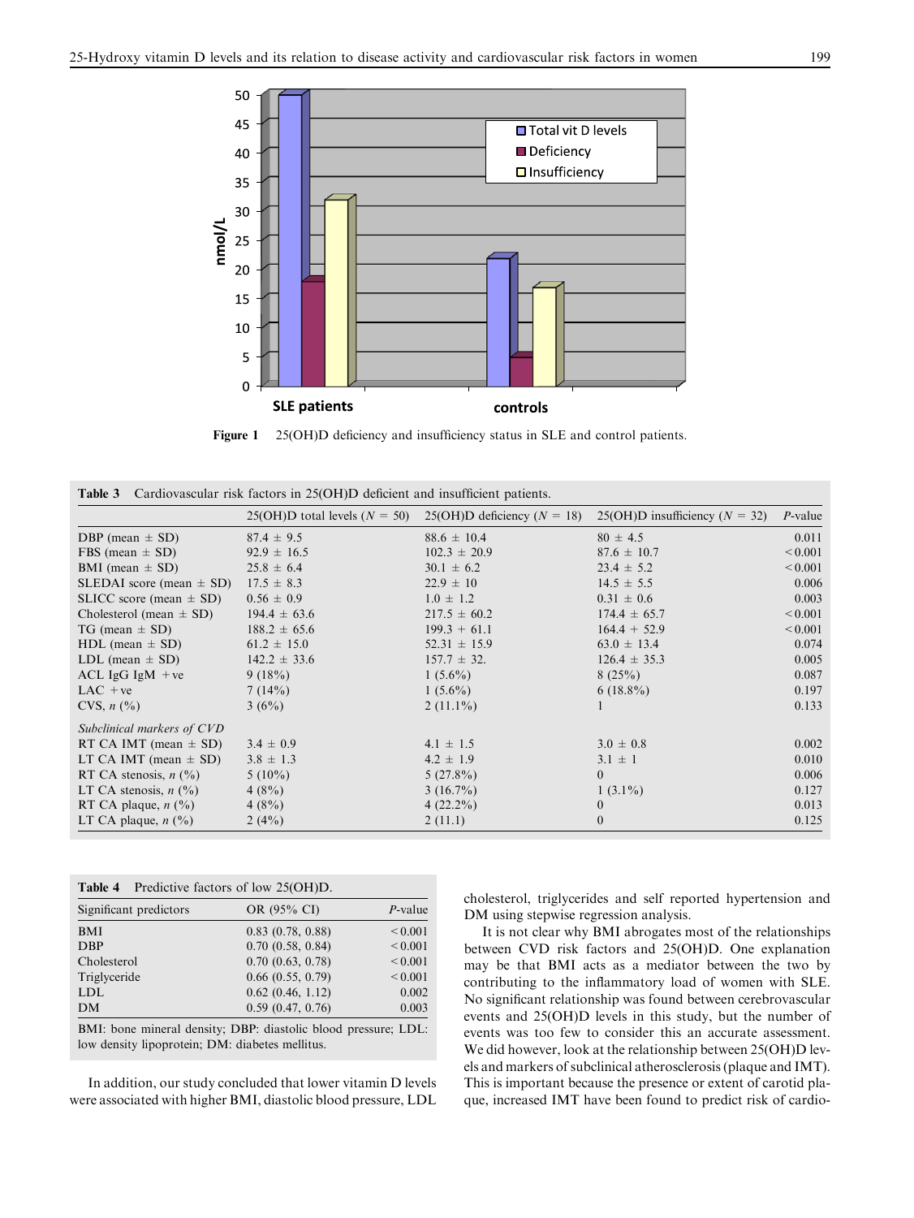Figure 1 25(OH)D deficiency and insufficiency status in SLE and control patients.

**Table 3** Cardiovascular risk factors in 25(OH)D deficient and insufficient patients.

| | 25(OH)D total levels ($N$ = 50) | 25(OH)D deficiency ($N$ = 18) | 25(OH)D insufficiency ($N$ = 32) | $P$-value |
|---|---|---|---|---|
| DBP (mean ± SD) | 87.4 ± 9.5 | 88.6 ± 10.4 | 80 ± 4.5 | 0.011 |
| FBS (mean ± SD) | 92.9 ± 16.5 | 102.3 ± 20.9 | 87.6 ± 10.7 | < 0.001 |
| BMI (mean ± SD) | 25.8 ± 6.4 | 30.1 ± 6.2 | 23.4 ± 5.2 | < 0.001 |
| SLEDAI score (mean ± SD) | 17.5 ± 8.3 | 22.9 ± 10 | 14.5 ± 5.5 | 0.006 |
| SLICC score (mean ± SD) | 0.56 ± 0.9 | 1.0 ± 1.2 | 0.31 ± 0.6 | 0.003 |
| Cholesterol (mean ± SD) | 194.4 ± 63.6 | 217.5 ± 60.2 | 174.4 ± 65.7 | < 0.001 |
| TG (mean ± SD) | 188.2 ± 65.6 | 199.3 + 61.1 | 164.4 + 52.9 | < 0.001 |
| HDL (mean ± SD) | 61.2 ± 15.0 | 52.31 ± 15.9 | 63.0 ± 13.4 | 0.074 |
| LDL (mean ± SD) | 142.2 ± 33.6 | 157.7 ± 32. | 126.4 ± 35.3 | 0.005 |
| ACL IgG IgM +ve | 9 (18%) | 1 (5.6%) | 8 (25%) | 0.087 |
| LAC +ve | 7 (14%) | 1 (5.6%) | 6 (18.8%) | 0.197 |
| CVS, $n$ (%) | 3 (6%) | 2 (11.1%) | 1 | 0.133 |
| *Subclinical markers of CVD* | | | | |
| RT CA IMT (mean ± SD) | 3.4 ± 0.9 | 4.1 ± 1.5 | 3.0 ± 0.8 | 0.002 |
| LT CA IMT (mean ± SD) | 3.8 ± 1.3 | 4.2 ± 1.9 | 3.1 ± 1 | 0.010 |
| RT CA stenosis, $n$ (%) | 5 (10%) | 5 (27.8%) | 0 | 0.006 |
| LT CA stenosis, $n$ (%) | 4 (8%) | 3 (16.7%) | 1 (3.1%) | 0.127 |
| RT CA plaque, $n$ (%) | 4 (8%) | 4 (22.2%) | 0 | 0.013 |
| LT CA plaque, $n$ (%) | 2 (4%) | 2 (11.1) | 0 | 0.125 |

**Table 4** Predictive factors of low 25(OH)D.

| Significant predictors | OR (95% CI) | $P$-value |
|---|---|---|
| BMI | 0.83 (0.78, 0.88) | < 0.001 |
| DBP | 0.70 (0.58, 0.84) | < 0.001 |
| Cholesterol | 0.70 (0.63, 0.78) | < 0.001 |
| Triglyceride | 0.66 (0.55, 0.79) | < 0.001 |
| LDL | 0.62 (0.46, 1.12) | 0.002 |
| DM | 0.59 (0.47, 0.76) | 0.003 |

BMI: bone mineral density; DBP: diastolic blood pressure; LDL: low density lipoprotein; DM: diabetes mellitus.

In addition, our study concluded that lower vitamin D levels were associated with higher BMI, diastolic blood pressure, LDL cholesterol, triglycerides and self reported hypertension and DM using stepwise regression analysis.

It is not clear why BMI abrogates most of the relationships between CVD risk factors and 25(OH)D. One explanation may be that BMI acts as a mediator between the two by contributing to the inflammatory load of women with SLE. No significant relationship was found between cerebrovascular events and 25(OH)D levels in this study, but the number of events was too few to consider this an accurate assessment. We did however, look at the relationship between 25(OH)D levels and markers of subclinical atherosclerosis (plaque and IMT). This is important because the presence or extent of carotid plaque, increased IMT have been found to predict risk of cardio-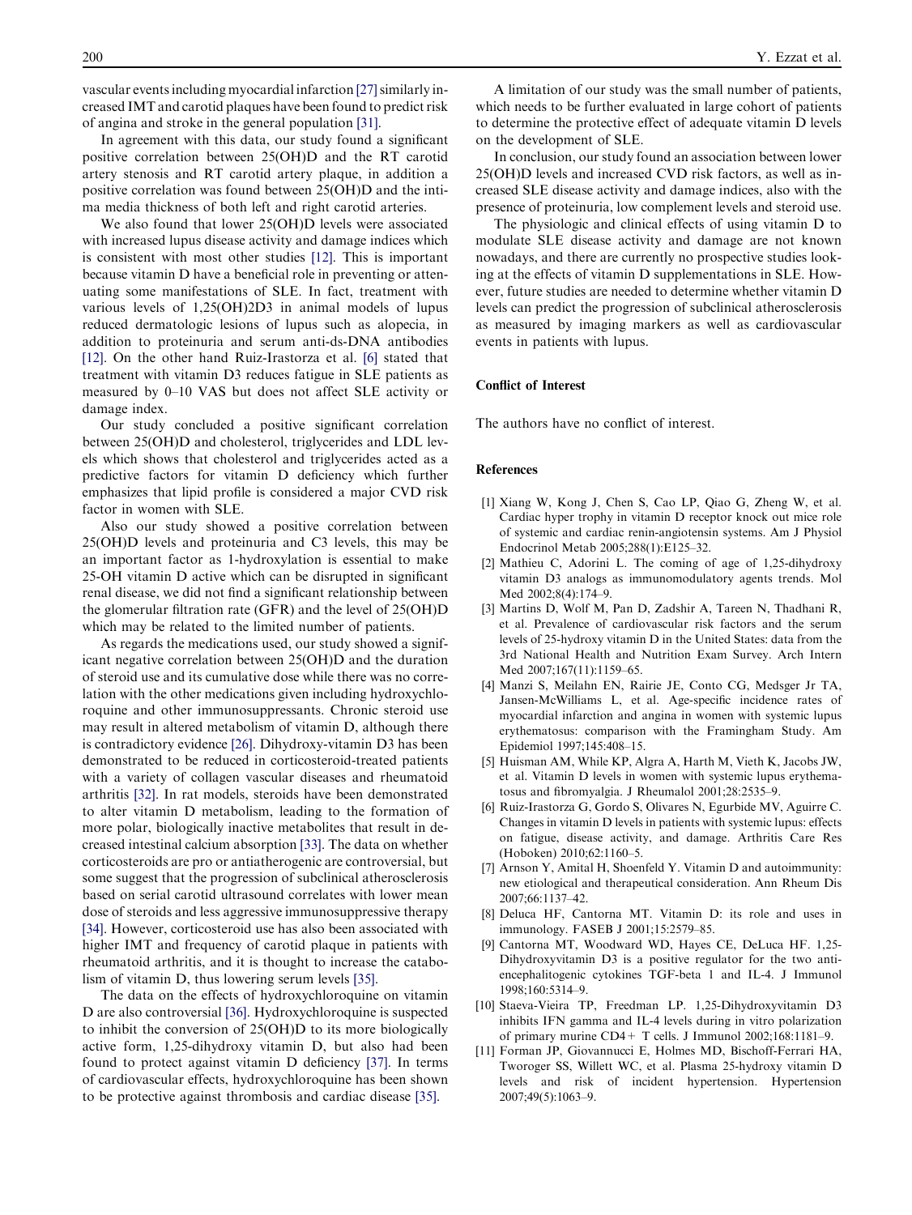vascular events including myocardial infarction [27] similarly increased IMT and carotid plaques have been found to predict risk of angina and stroke in the general population [31].

In agreement with this data, our study found a significant positive correlation between 25(OH)D and the RT carotid artery stenosis and RT carotid artery plaque, in addition a positive correlation was found between 25(OH)D and the intima media thickness of both left and right carotid arteries.

We also found that lower 25(OH)D levels were associated with increased lupus disease activity and damage indices which is consistent with most other studies [12]. This is important because vitamin D have a beneficial role in preventing or attenuating some manifestations of SLE. In fact, treatment with various levels of 1,25(OH)2D3 in animal models of lupus reduced dermatologic lesions of lupus such as alopecia, in addition to proteinuria and serum anti-ds-DNA antibodies [12]. On the other hand Ruiz-Irastorza et al. [6] stated that treatment with vitamin D3 reduces fatigue in SLE patients as measured by 0–10 VAS but does not affect SLE activity or damage index.

Our study concluded a positive significant correlation between 25(OH)D and cholesterol, triglycerides and LDL levels which shows that cholesterol and triglycerides acted as a predictive factors for vitamin D deficiency which further emphasizes that lipid profile is considered a major CVD risk factor in women with SLE.

Also our study showed a positive correlation between 25(OH)D levels and proteinuria and C3 levels, this may be an important factor as 1-hydroxylation is essential to make 25-OH vitamin D active which can be disrupted in significant renal disease, we did not find a significant relationship between the glomerular filtration rate (GFR) and the level of 25(OH)D which may be related to the limited number of patients.

As regards the medications used, our study showed a significant negative correlation between 25(OH)D and the duration of steroid use and its cumulative dose while there was no correlation with the other medications given including hydroxychloroquine and other immunosuppressants. Chronic steroid use may result in altered metabolism of vitamin D, although there is contradictory evidence [26]. Dihydroxy-vitamin D3 has been demonstrated to be reduced in corticosteroid-treated patients with a variety of collagen vascular diseases and rheumatoid arthritis [32]. In rat models, steroids have been demonstrated to alter vitamin D metabolism, leading to the formation of more polar, biologically inactive metabolites that result in decreased intestinal calcium absorption [33]. The data on whether corticosteroids are pro or antiatherogenic are controversial, but some suggest that the progression of subclinical atherosclerosis based on serial carotid ultrasound correlates with lower mean dose of steroids and less aggressive immunosuppressive therapy [34]. However, corticosteroid use has also been associated with higher IMT and frequency of carotid plaque in patients with rheumatoid arthritis, and it is thought to increase the catabolism of vitamin D, thus lowering serum levels [35].

The data on the effects of hydroxychloroquine on vitamin D are also controversial [36]. Hydroxychloroquine is suspected to inhibit the conversion of 25(OH)D to its more biologically active form, 1,25-dihydroxy vitamin D, but also had been found to protect against vitamin D deficiency [37]. In terms of cardiovascular effects, hydroxychloroquine has been shown to be protective against thrombosis and cardiac disease [35].

A limitation of our study was the small number of patients, which needs to be further evaluated in large cohort of patients to determine the protective effect of adequate vitamin D levels on the development of SLE.

In conclusion, our study found an association between lower 25(OH)D levels and increased CVD risk factors, as well as increased SLE disease activity and damage indices, also with the presence of proteinuria, low complement levels and steroid use.

The physiologic and clinical effects of using vitamin D to modulate SLE disease activity and damage are not known nowadays, and there are currently no prospective studies looking at the effects of vitamin D supplementations in SLE. However, future studies are needed to determine whether vitamin D levels can predict the progression of subclinical atherosclerosis as measured by imaging markers as well as cardiovascular events in patients with lupus.

## Conflict of Interest

The authors have no conflict of interest.

## References

[1] Xiang W, Kong J, Chen S, Cao LP, Qiao G, Zheng W, et al. Cardiac hyper trophy in vitamin D receptor knock out mice role of systemic and cardiac renin-angiotensin systems. Am J Physiol Endocrinol Metab 2005;288(1):E125–32.

[2] Mathieu C, Adorini L. The coming of age of 1,25-dihydroxy vitamin D3 analogs as immunomodulatory agents trends. Mol Med 2002;8(4):174–9.

[3] Martins D, Wolf M, Pan D, Zadshir A, Tareen N, Thadhani R, et al. Prevalence of cardiovascular risk factors and the serum levels of 25-hydroxy vitamin D in the United States: data from the 3rd National Health and Nutrition Exam Survey. Arch Intern Med 2007;167(11):1159–65.

[4] Manzi S, Meilahn EN, Rairie JE, Conto CG, Medsger Jr TA, Jansen-McWilliams L, et al. Age-specific incidence rates of myocardial infarction and angina in women with systemic lupus erythematosus: comparison with the Framingham Study. Am J Epidemiol 1997;145:408–15.

[5] Huisman AM, While KP, Algra A, Harth M, Vieth K, Jacobs JW, et al. Vitamin D levels in women with systemic lupus erythematosus and fibromyalgia. J Rheumalol 2001;28:2535–9.

[6] Ruiz-Irastorza G, Gordo S, Olivares N, Egurbide MV, Aguirre C. Changes in vitamin D levels in patients with systemic lupus: effects on fatigue, disease activity, and damage. Arthritis Care Res (Hoboken) 2010;62:1160–5.

[7] Arnson Y, Amital H, Shoenfeld Y. Vitamin D and autoimmunity: new etiological and therapeutical consideration. Ann Rheum Dis 2007;66:1137–42.

[8] Deluca HF, Cantorna MT. Vitamin D: its role and uses in immunology. FASEB J 2001;15:2579–85.

[9] Cantorna MT, Woodward WD, Hayes CE, DeLuca HF. 1,25-Dihydroxyvitamin D3 is a positive regulator for the two antiencephalitogenic cytokines TGF-beta 1 and IL-4. J Immunol 1998;160:5314–9.

[10] Staeva-Vieira TP, Freedman LP. 1,25-Dihydroxyvitamin D3 inhibits IFN gamma and IL-4 levels during in vitro polarization of primary murine CD4+ T cells. J Immunol 2002;168:1181–9.

[11] Forman JP, Giovannucci E, Holmes MD, Bischoff-Ferrari HA, Tworoger SS, Willett WC, et al. Plasma 25-hydroxy vitamin D levels and risk of incident hypertension. Hypertension 2007;49(5):1063–9.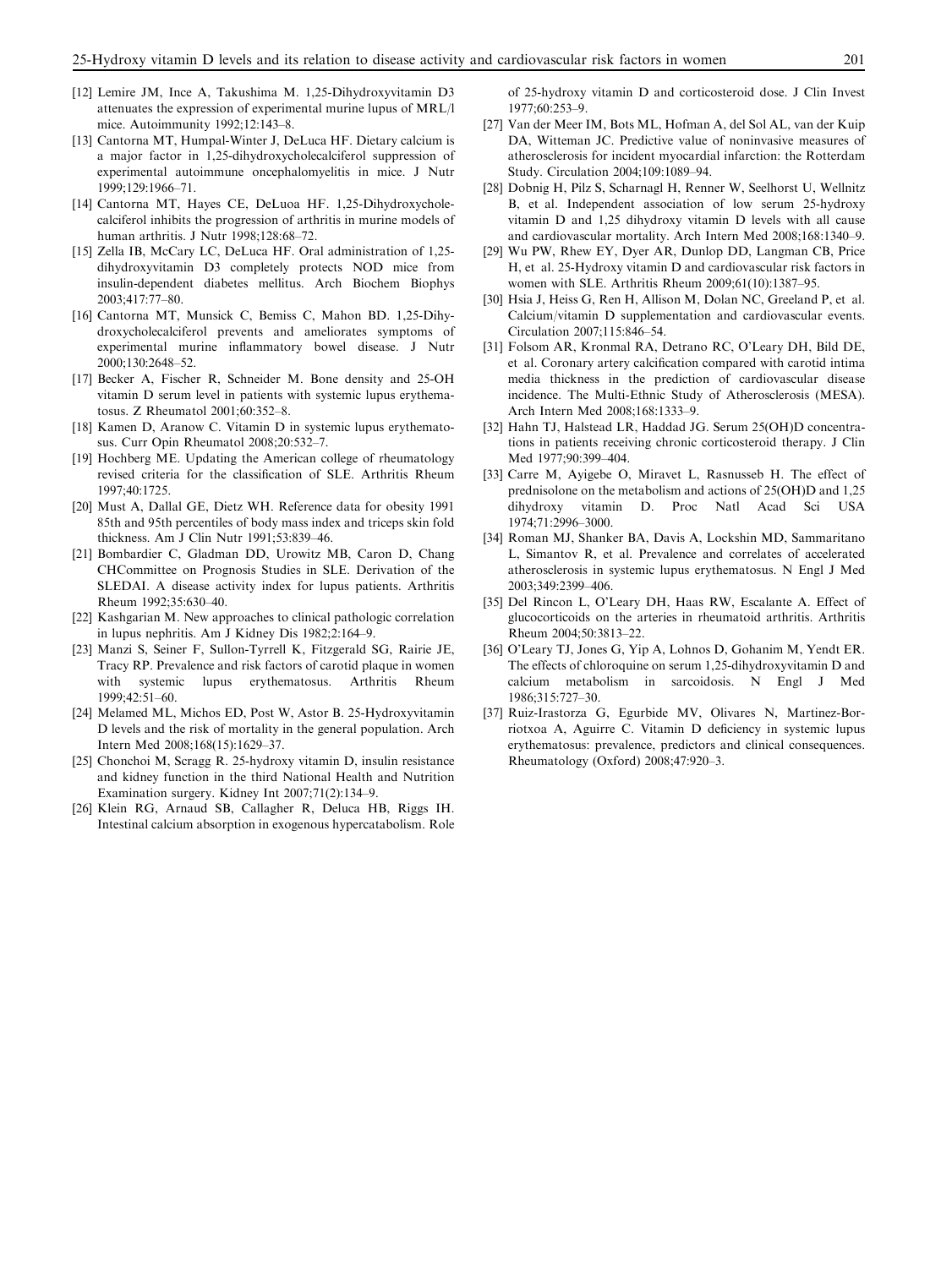[12] Lemire JM, Ince A, Takushima M. 1,25-Dihydroxyvitamin D3 attenuates the expression of experimental murine lupus of MRL/l mice. Autoimmunity 1992;12:143–8.

[13] Cantorna MT, Humpal-Winter J, DeLuca HF. Dietary calcium is a major factor in 1,25-dihydroxycholecalciferol suppression of experimental autoimmune oncephalomyelitis in mice. J Nutr 1999;129:1966–71.

[14] Cantorna MT, Hayes CE, DeLuoa HF. 1,25-Dihydroxycholecalciferol inhibits the progression of arthritis in murine models of human arthritis. J Nutr 1998;128:68–72.

[15] Zella IB, McCary LC, DeLuca HF. Oral administration of 1,25-dihydroxyvitamin D3 completely protects NOD mice from insulin-dependent diabetes mellitus. Arch Biochem Biophys 2003;417:77–80.

[16] Cantorna MT, Munsick C, Bemiss C, Mahon BD. 1,25-Dihydroxycholecalciferol prevents and ameliorates symptoms of experimental murine inflammatory bowel disease. J Nutr 2000;130:2648–52.

[17] Becker A, Fischer R, Schneider M. Bone density and 25-OH vitamin D serum level in patients with systemic lupus erythematosus. Z Rheumatol 2001;60:352–8.

[18] Kamen D, Aranow C. Vitamin D in systemic lupus erythematosus. Curr Opin Rheumatol 2008;20:532–7.

[19] Hochberg ME. Updating the American college of rheumatology revised criteria for the classification of SLE. Arthritis Rheum 1997;40:1725.

[20] Must A, Dallal GE, Dietz WH. Reference data for obesity 1991 85th and 95th percentiles of body mass index and triceps skin fold thickness. Am J Clin Nutr 1991;53:839–46.

[21] Bombardier C, Gladman DD, Urowitz MB, Caron D, Chang CHCommittee on Prognosis Studies in SLE. Derivation of the SLEDAI. A disease activity index for lupus patients. Arthritis Rheum 1992;35:630–40.

[22] Kashgarian M. New approaches to clinical pathologic correlation in lupus nephritis. Am J Kidney Dis 1982;2:164–9.

[23] Manzi S, Seiner F, Sullon-Tyrrell K, Fitzgerald SG, Rairie JE, Tracy RP. Prevalence and risk factors of carotid plaque in women with systemic lupus erythematosus. Arthritis Rheum 1999;42:51–60.

[24] Melamed ML, Michos ED, Post W, Astor B. 25-Hydroxyvitamin D levels and the risk of mortality in the general population. Arch Intern Med 2008;168(15):1629–37.

[25] Chonchoi M, Scragg R. 25-hydroxy vitamin D, insulin resistance and kidney function in the third National Health and Nutrition Examination surgery. Kidney Int 2007;71(2):134–9.

[26] Klein RG, Arnaud SB, Callagher R, Deluca HB, Riggs IH. Intestinal calcium absorption in exogenous hypercatabolism. Role of 25-hydroxy vitamin D and corticosteroid dose. J Clin Invest 1977;60:253–9.

[27] Van der Meer IM, Bots ML, Hofman A, del Sol AL, van der Kuip DA, Witteman JC. Predictive value of noninvasive measures of atherosclerosis for incident myocardial infarction: the Rotterdam Study. Circulation 2004;109:1089–94.

[28] Dobnig H, Pilz S, Scharnagl H, Renner W, Seelhorst U, Wellnitz B, et al. Independent association of low serum 25-hydroxy vitamin D and 1,25 dihydroxy vitamin D levels with all cause and cardiovascular mortality. Arch Intern Med 2008;168:1340–9.

[29] Wu PW, Rhew EY, Dyer AR, Dunlop DD, Langman CB, Price H, et al. 25-Hydroxy vitamin D and cardiovascular risk factors in women with SLE. Arthritis Rheum 2009;61(10):1387–95.

[30] Hsia J, Heiss G, Ren H, Allison M, Dolan NC, Greeland P, et al. Calcium/vitamin D supplementation and cardiovascular events. Circulation 2007;115:846–54.

[31] Folsom AR, Kronmal RA, Detrano RC, O'Leary DH, Bild DE, et al. Coronary artery calcification compared with carotid intima media thickness in the prediction of cardiovascular disease incidence. The Multi-Ethnic Study of Atherosclerosis (MESA). Arch Intern Med 2008;168:1333–9.

[32] Hahn TJ, Halstead LR, Haddad JG. Serum 25(OH)D concentrations in patients receiving chronic corticosteroid therapy. J Clin Med 1977;90:399–404.

[33] Carre M, Ayigebe O, Miravet L, Rasnusseb H. The effect of prednisolone on the metabolism and actions of 25(OH)D and 1,25 dihydroxy vitamin D. Proc Natl Acad Sci USA 1974;71:2996–3000.

[34] Roman MJ, Shanker BA, Davis A, Lockshin MD, Sammaritano L, Simantov R, et al. Prevalence and correlates of accelerated atherosclerosis in systemic lupus erythematosus. N Engl J Med 2003;349:2399–406.

[35] Del Rincon L, O'Leary DH, Haas RW, Escalante A. Effect of glucocorticoids on the arteries in rheumatoid arthritis. Arthritis Rheum 2004;50:3813–22.

[36] O'Leary TJ, Jones G, Yip A, Lohnos D, Gohanim M, Yendt ER. The effects of chloroquine on serum 1,25-dihydroxyvitamin D and calcium metabolism in sarcoidosis. N Engl J Med 1986;315:727–30.

[37] Ruiz-Irastorza G, Egurbide MV, Olivares N, Martinez-Borriotxoa A, Aguirre C. Vitamin D deficiency in systemic lupus erythematosus: prevalence, predictors and clinical consequences. Rheumatology (Oxford) 2008;47:920–3.